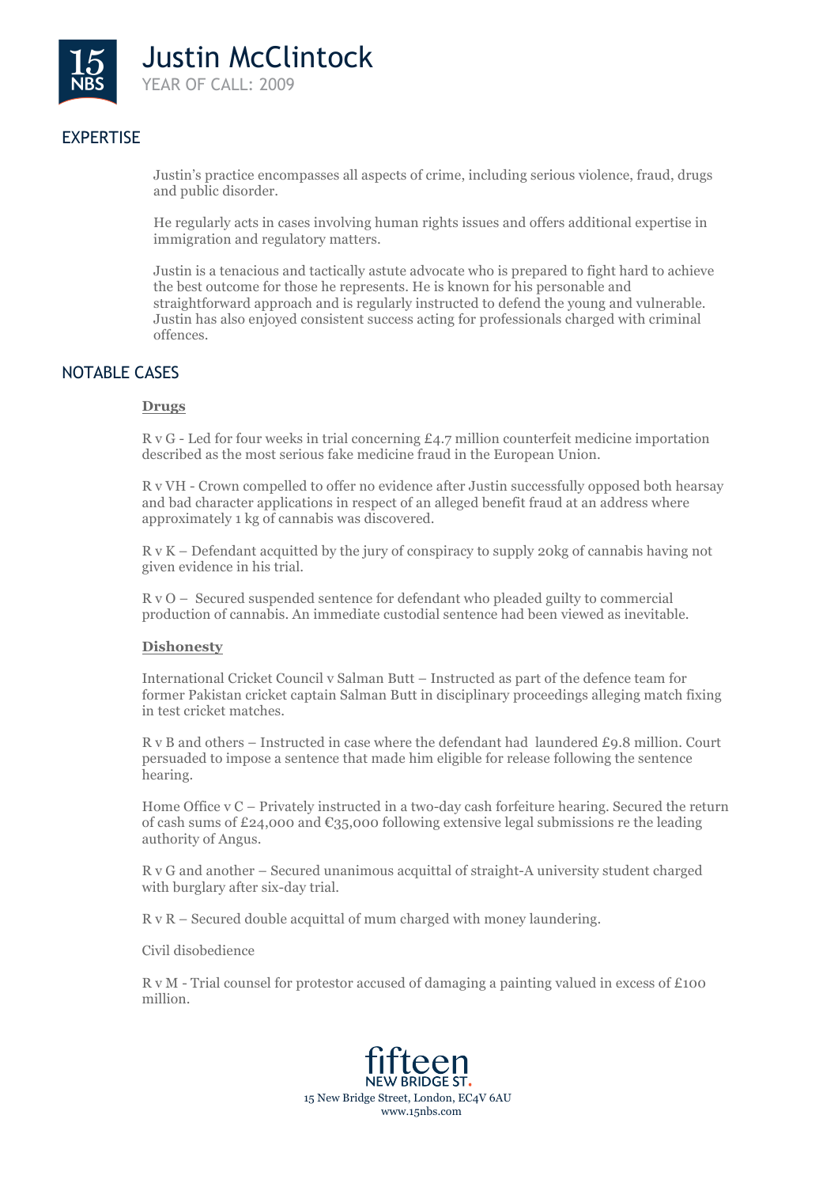# Justin McClintock

YEAR OF CALL: 2009

## EXPERTISE

Justin's practice encompasses all aspects of crime, including serious violence, fraud, drugs and public disorder.

He regularly acts in cases involving human rights issues and offers additional expertise in immigration and regulatory matters.

Justin is a tenacious and tactically astute advocate who is prepared to fight hard to achieve the best outcome for those he represents. He is known for his personable and straightforward approach and is regularly instructed to defend the young and vulnerable. Justin has also enjoyed consistent success acting for professionals charged with criminal offences.

## NOTABLE CASES

**Drugs**

R v G - Led for four weeks in trial concerning £4.7 million counterfeit medicine importation described as the most serious fake medicine fraud in the European Union.

R v VH - Crown compelled to offer no evidence after Justin successfully opposed both hearsay and bad character applications in respect of an alleged benefit fraud at an address where approximately 1 kg of cannabis was discovered.

R v K – Defendant acquitted by the jury of conspiracy to supply 20kg of cannabis having not given evidence in his trial.

R v O – Secured suspended sentence for defendant who pleaded guilty to commercial production of cannabis. An immediate custodial sentence had been viewed as inevitable.

**Dishonesty**

International Cricket Council v Salman Butt – Instructed as part of the defence team for former Pakistan cricket captain Salman Butt in disciplinary proceedings alleging match fixing in test cricket matches.

R v B and others – Instructed in case where the defendant had laundered £9.8 million. Court persuaded to impose a sentence that made him eligible for release following the sentence hearing.

Home Office v C – Privately instructed in a two-day cash forfeiture hearing. Secured the return of cash sums of £24,000 and €35,000 following extensive legal submissions re the leading authority of Angus.

R v G and another – Secured unanimous acquittal of straight-A university student charged with burglary after six-day trial.

R v R – Secured double acquittal of mum charged with money laundering.

Civil disobedience

R v M - Trial counsel for protestor accused of damaging a painting valued in excess of £100 million.

fifteen NEW BRIDGE ST.
15 New Bridge Street, London, EC4V 6AU
www.15nbs.com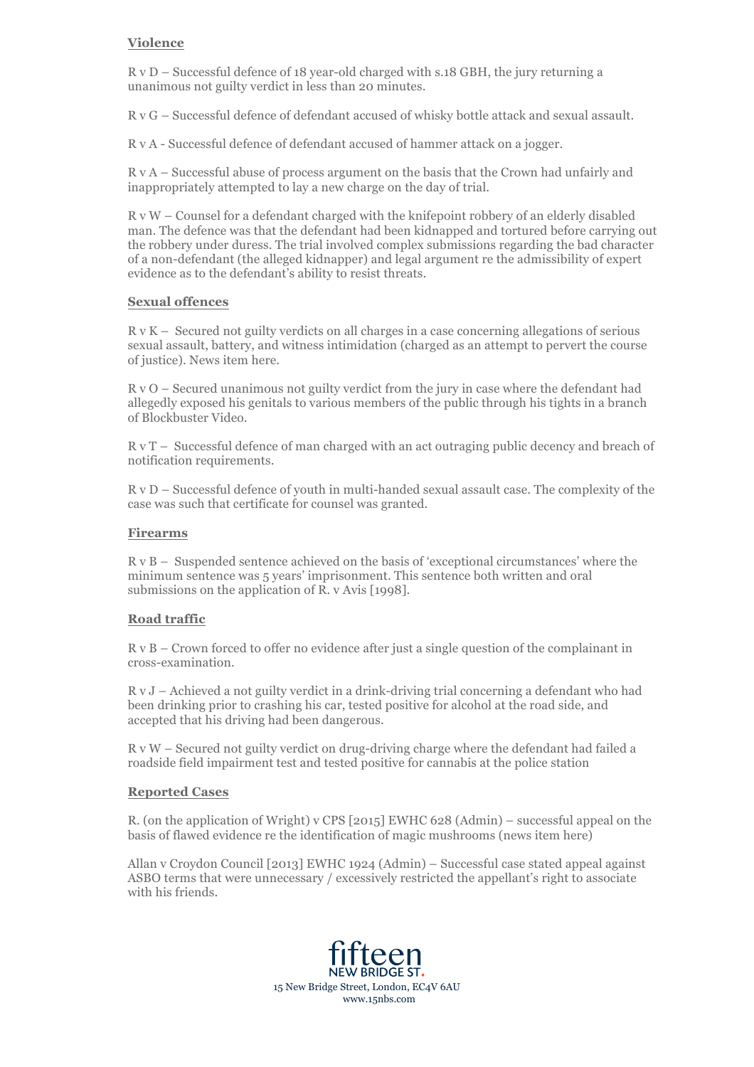## Violence

R v D – Successful defence of 18 year-old charged with s.18 GBH, the jury returning a unanimous not guilty verdict in less than 20 minutes.

R v G – Successful defence of defendant accused of whisky bottle attack and sexual assault.

R v A - Successful defence of defendant accused of hammer attack on a jogger.

R v A – Successful abuse of process argument on the basis that the Crown had unfairly and inappropriately attempted to lay a new charge on the day of trial.

R v W – Counsel for a defendant charged with the knifepoint robbery of an elderly disabled man. The defence was that the defendant had been kidnapped and tortured before carrying out the robbery under duress. The trial involved complex submissions regarding the bad character of a non-defendant (the alleged kidnapper) and legal argument re the admissibility of expert evidence as to the defendant's ability to resist threats.

## Sexual offences

R v K – Secured not guilty verdicts on all charges in a case concerning allegations of serious sexual assault, battery, and witness intimidation (charged as an attempt to pervert the course of justice). News item here.

R v O – Secured unanimous not guilty verdict from the jury in case where the defendant had allegedly exposed his genitals to various members of the public through his tights in a branch of Blockbuster Video.

R v T – Successful defence of man charged with an act outraging public decency and breach of notification requirements.

R v D – Successful defence of youth in multi-handed sexual assault case. The complexity of the case was such that certificate for counsel was granted.

## Firearms

R v B – Suspended sentence achieved on the basis of 'exceptional circumstances' where the minimum sentence was 5 years' imprisonment. This sentence both written and oral submissions on the application of R. v Avis [1998].

## Road traffic

R v B – Crown forced to offer no evidence after just a single question of the complainant in cross-examination.

R v J – Achieved a not guilty verdict in a drink-driving trial concerning a defendant who had been drinking prior to crashing his car, tested positive for alcohol at the road side, and accepted that his driving had been dangerous.

R v W – Secured not guilty verdict on drug-driving charge where the defendant had failed a roadside field impairment test and tested positive for cannabis at the police station

## Reported Cases

R. (on the application of Wright) v CPS [2015] EWHC 628 (Admin) – successful appeal on the basis of flawed evidence re the identification of magic mushrooms (news item here)

Allan v Croydon Council [2013] EWHC 1924 (Admin) – Successful case stated appeal against ASBO terms that were unnecessary / excessively restricted the appellant's right to associate with his friends.

fifteen NEW BRIDGE ST.
15 New Bridge Street, London, EC4V 6AU
www.15nbs.com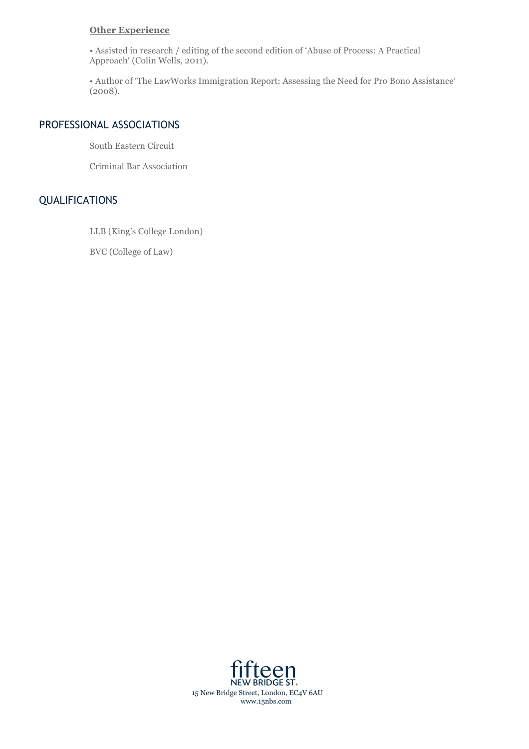**Other Experience**

• Assisted in research / editing of the second edition of 'Abuse of Process: A Practical Approach' (Colin Wells, 2011).

• Author of 'The LawWorks Immigration Report: Assessing the Need for Pro Bono Assistance' (2008).

## PROFESSIONAL ASSOCIATIONS

South Eastern Circuit

Criminal Bar Association

## QUALIFICATIONS

LLB (King's College London)

BVC (College of Law)

fifteen
NEW BRIDGE ST.
15 New Bridge Street, London, EC4V 6AU
www.15nbs.com